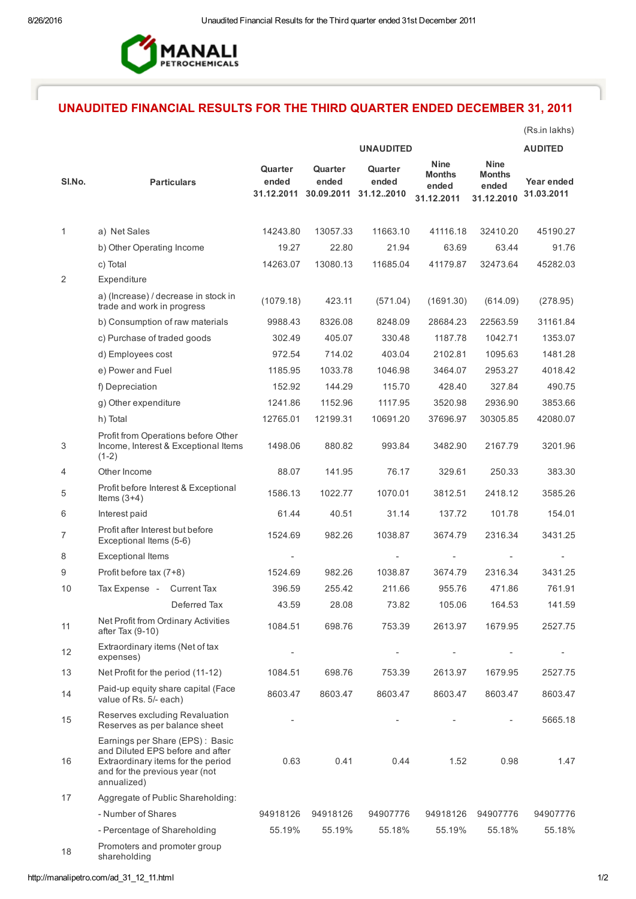MANALI PETROCHEMICALS

# UNAUDITED FINANCIAL RESULTS FOR THE THIRD QUARTER ENDED DECEMBER 31, 2011

(Rs.in lakhs)

| Sl.No. | Particulars | UNAUDITED | | | | | AUDITED |
|---|---|---|---|---|---|---|---|
| | | Quarter ended 31.12.2011 | Quarter ended 30.09.2011 | Quarter ended 31.12..2010 | Nine Months ended 31.12.2011 | Nine Months ended 31.12.2010 | Year ended 31.03.2011 |
| 1 | a) Net Sales | 14243.80 | 13057.33 | 11663.10 | 41116.18 | 32410.20 | 45190.27 |
| | b) Other Operating Income | 19.27 | 22.80 | 21.94 | 63.69 | 63.44 | 91.76 |
| | c) Total | 14263.07 | 13080.13 | 11685.04 | 41179.87 | 32473.64 | 45282.03 |
| 2 | Expenditure | | | | | | |
| | a) (Increase) / decrease in stock in trade and work in progress | (1079.18) | 423.11 | (571.04) | (1691.30) | (614.09) | (278.95) |
| | b) Consumption of raw materials | 9988.43 | 8326.08 | 8248.09 | 28684.23 | 22563.59 | 31161.84 |
| | c) Purchase of traded goods | 302.49 | 405.07 | 330.48 | 1187.78 | 1042.71 | 1353.07 |
| | d) Employees cost | 972.54 | 714.02 | 403.04 | 2102.81 | 1095.63 | 1481.28 |
| | e) Power and Fuel | 1185.95 | 1033.78 | 1046.98 | 3464.07 | 2953.27 | 4018.42 |
| | f) Depreciation | 152.92 | 144.29 | 115.70 | 428.40 | 327.84 | 490.75 |
| | g) Other expenditure | 1241.86 | 1152.96 | 1117.95 | 3520.98 | 2936.90 | 3853.66 |
| | h) Total | 12765.01 | 12199.31 | 10691.20 | 37696.97 | 30305.85 | 42080.07 |
| 3 | Profit from Operations before Other Income, Interest & Exceptional Items (1-2) | 1498.06 | 880.82 | 993.84 | 3482.90 | 2167.79 | 3201.96 |
| 4 | Other Income | 88.07 | 141.95 | 76.17 | 329.61 | 250.33 | 383.30 |
| 5 | Profit before Interest & Exceptional Items (3+4) | 1586.13 | 1022.77 | 1070.01 | 3812.51 | 2418.12 | 3585.26 |
| 6 | Interest paid | 61.44 | 40.51 | 31.14 | 137.72 | 101.78 | 154.01 |
| 7 | Profit after Interest but before Exceptional Items (5-6) | 1524.69 | 982.26 | 1038.87 | 3674.79 | 2316.34 | 3431.25 |
| 8 | Exceptional Items | - | | - | - | - | - |
| 9 | Profit before tax (7+8) | 1524.69 | 982.26 | 1038.87 | 3674.79 | 2316.34 | 3431.25 |
| 10 | Tax Expense - Current Tax | 396.59 | 255.42 | 211.66 | 955.76 | 471.86 | 761.91 |
| | Deferred Tax | 43.59 | 28.08 | 73.82 | 105.06 | 164.53 | 141.59 |
| 11 | Net Profit from Ordinary Activities after Tax (9-10) | 1084.51 | 698.76 | 753.39 | 2613.97 | 1679.95 | 2527.75 |
| 12 | Extraordinary items (Net of tax expenses) | - | | - | - | - | - |
| 13 | Net Profit for the period (11-12) | 1084.51 | 698.76 | 753.39 | 2613.97 | 1679.95 | 2527.75 |
| 14 | Paid-up equity share capital (Face value of Rs. 5/- each) | 8603.47 | 8603.47 | 8603.47 | 8603.47 | 8603.47 | 8603.47 |
| 15 | Reserves excluding Revaluation Reserves as per balance sheet | - | | - | - | - | 5665.18 |
| 16 | Earnings per Share (EPS) : Basic and Diluted EPS before and after Extraordinary items for the period and for the previous year (not annualized) | 0.63 | 0.41 | 0.44 | 1.52 | 0.98 | 1.47 |
| 17 | Aggregate of Public Shareholding: | | | | | | |
| | - Number of Shares | 94918126 | 94918126 | 94907776 | 94918126 | 94907776 | 94907776 |
| | - Percentage of Shareholding | 55.19% | 55.19% | 55.18% | 55.19% | 55.18% | 55.18% |
| 18 | Promoters and promoter group shareholding | | | | | | |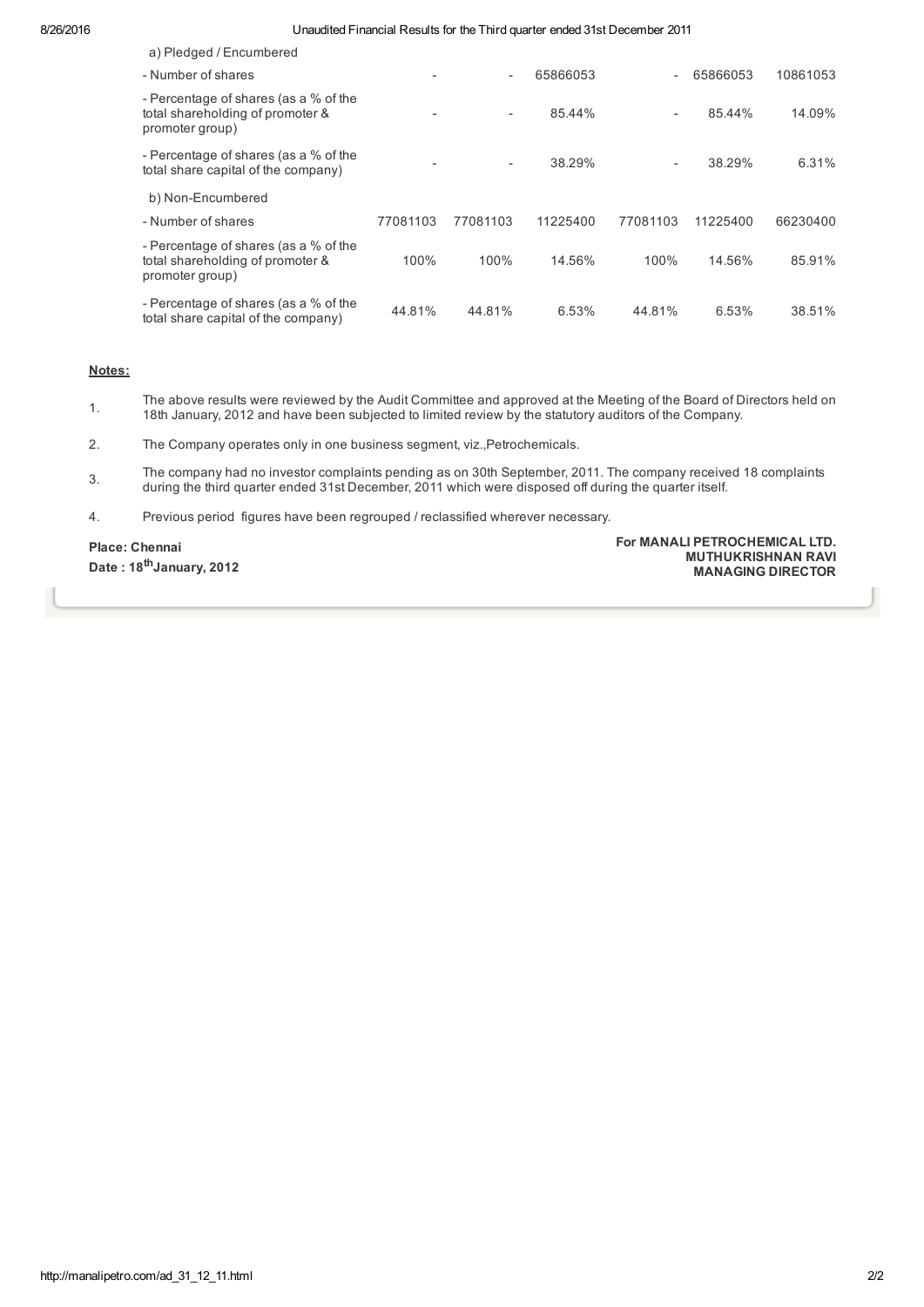| | | | | | | |
|---|---|---|---|---|---|---|
| a) Pledged / Encumbered | | | | | | |
| - Number of shares | - | - | 65866053 | - | 65866053 | 10861053 |
| - Percentage of shares (as a % of the total shareholding of promoter & promoter group) | - | - | 85.44% | - | 85.44% | 14.09% |
| - Percentage of shares (as a % of the total share capital of the company) | - | - | 38.29% | - | 38.29% | 6.31% |
| b) Non-Encumbered | | | | | | |
| - Number of shares | 77081103 | 77081103 | 11225400 | 77081103 | 11225400 | 66230400 |
| - Percentage of shares (as a % of the total shareholding of promoter & promoter group) | 100% | 100% | 14.56% | 100% | 14.56% | 85.91% |
| - Percentage of shares (as a % of the total share capital of the company) | 44.81% | 44.81% | 6.53% | 44.81% | 6.53% | 38.51% |

**Notes:**

1. The above results were reviewed by the Audit Committee and approved at the Meeting of the Board of Directors held on 18th January, 2012 and have been subjected to limited review by the statutory auditors of the Company.
2. The Company operates only in one business segment, viz.,Petrochemicals.
3. The company had no investor complaints pending as on 30th September, 2011. The company received 18 complaints during the third quarter ended 31st December, 2011 which were disposed off during the quarter itself.
4. Previous period figures have been regrouped / reclassified wherever necessary.

**Place: Chennai**
**Date : 18th January, 2012**

**For MANALI PETROCHEMICAL LTD.**
**MUTHUKRISHNAN RAVI**
**MANAGING DIRECTOR**